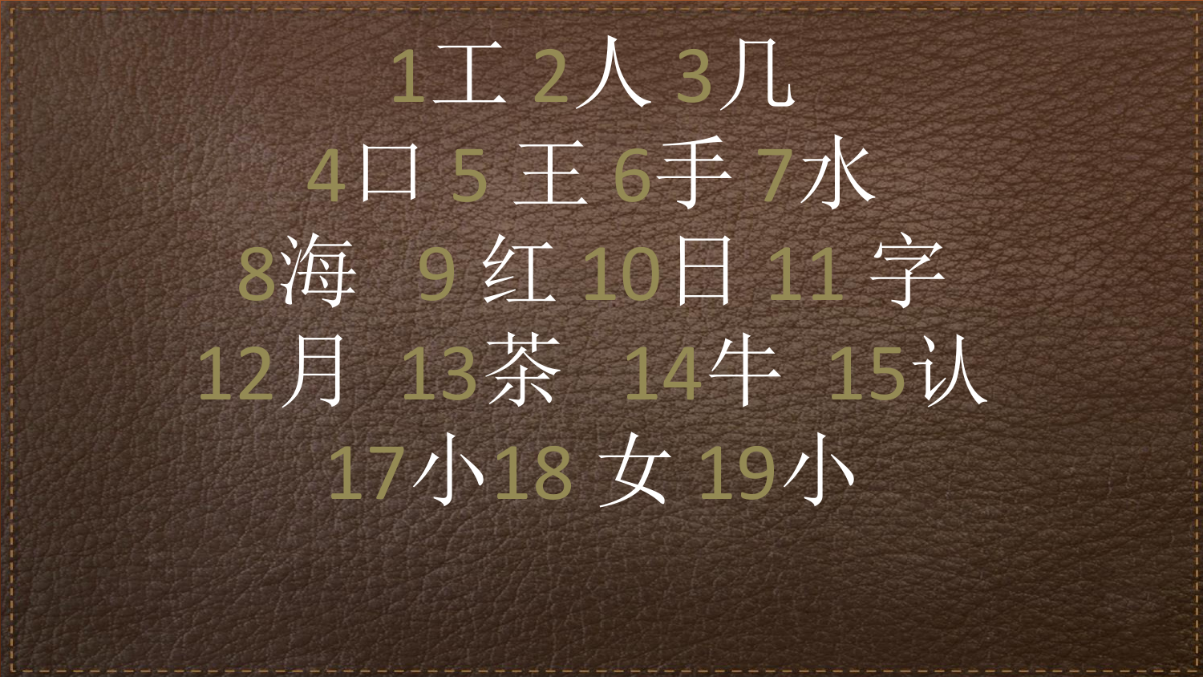1工 2人 3几

4口 5 王 6手 7水

8海 9 红 10日 11 字

12月 13茶 14牛 15认

17小18 女 19小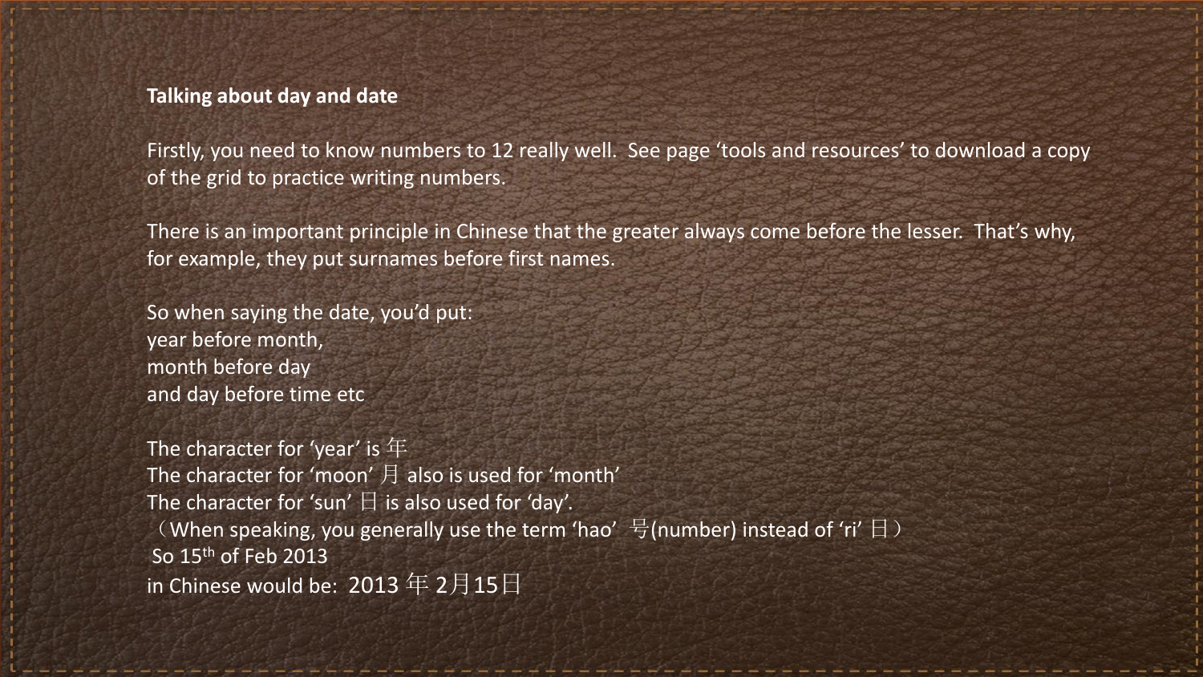**Talking about day and date**

Firstly, you need to know numbers to 12 really well.  See page ‘tools and resources’ to download a copy of the grid to practice writing numbers.

There is an important principle in Chinese that the greater always come before the lesser.  That’s why, for example, they put surnames before first names.

So when saying the date, you’d put:
year before month,
month before day
and day before time etc

The character for ‘year’ is 年
The character for ‘moon’ 月 also is used for ‘month’
The character for ‘sun’ 日 is also used for ‘day’.
（When speaking, you generally use the term ‘hao’ 号(number) instead of ‘ri’ 日）
So 15th of Feb 2013
in Chinese would be:  2013 年 2月15日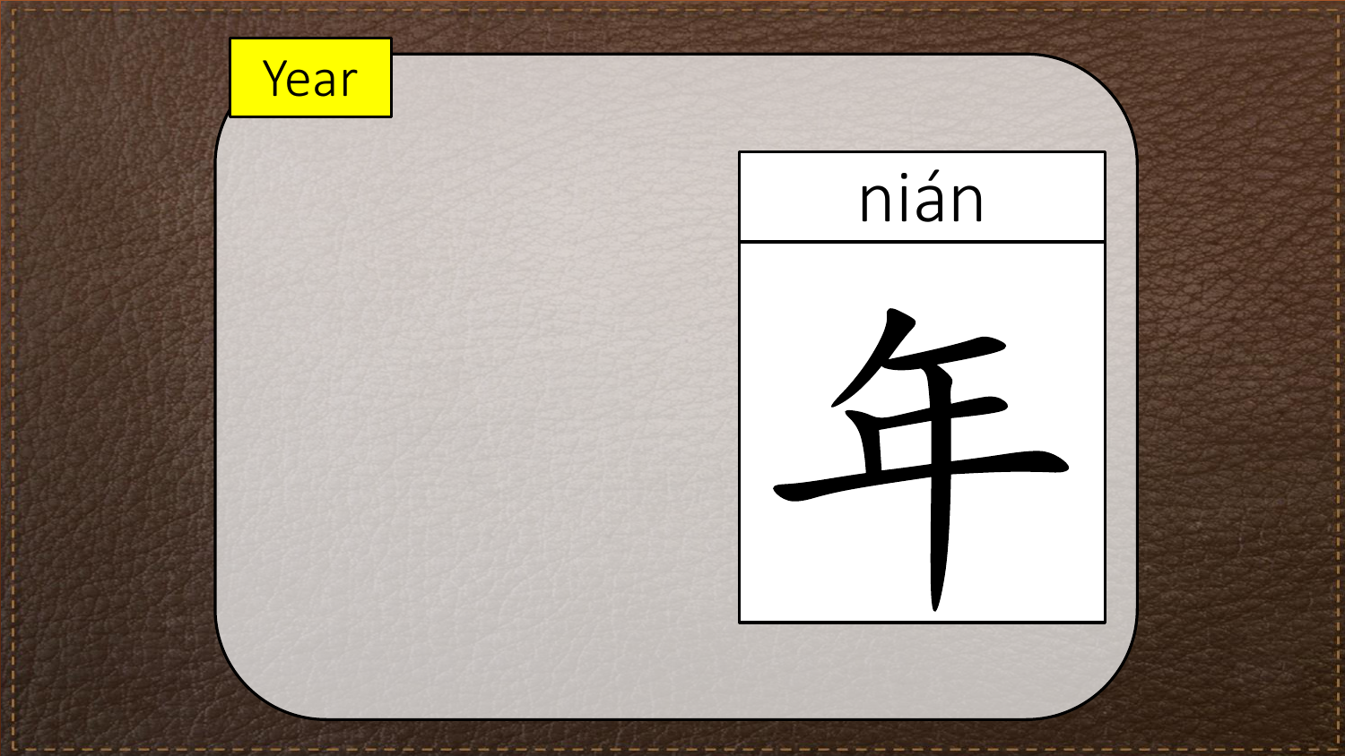Year

nián

年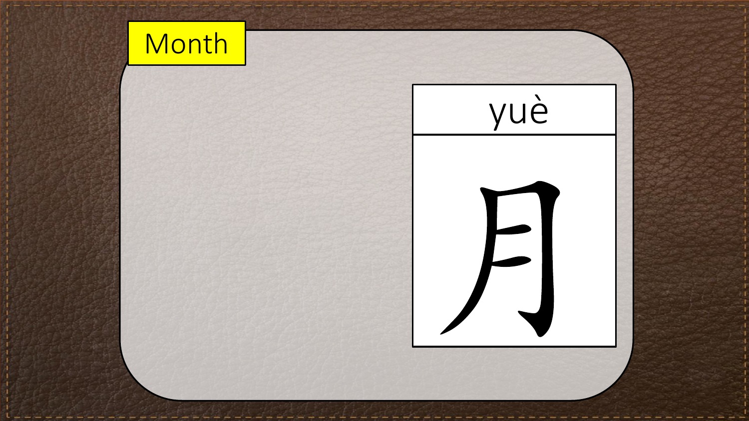Month

yuè

月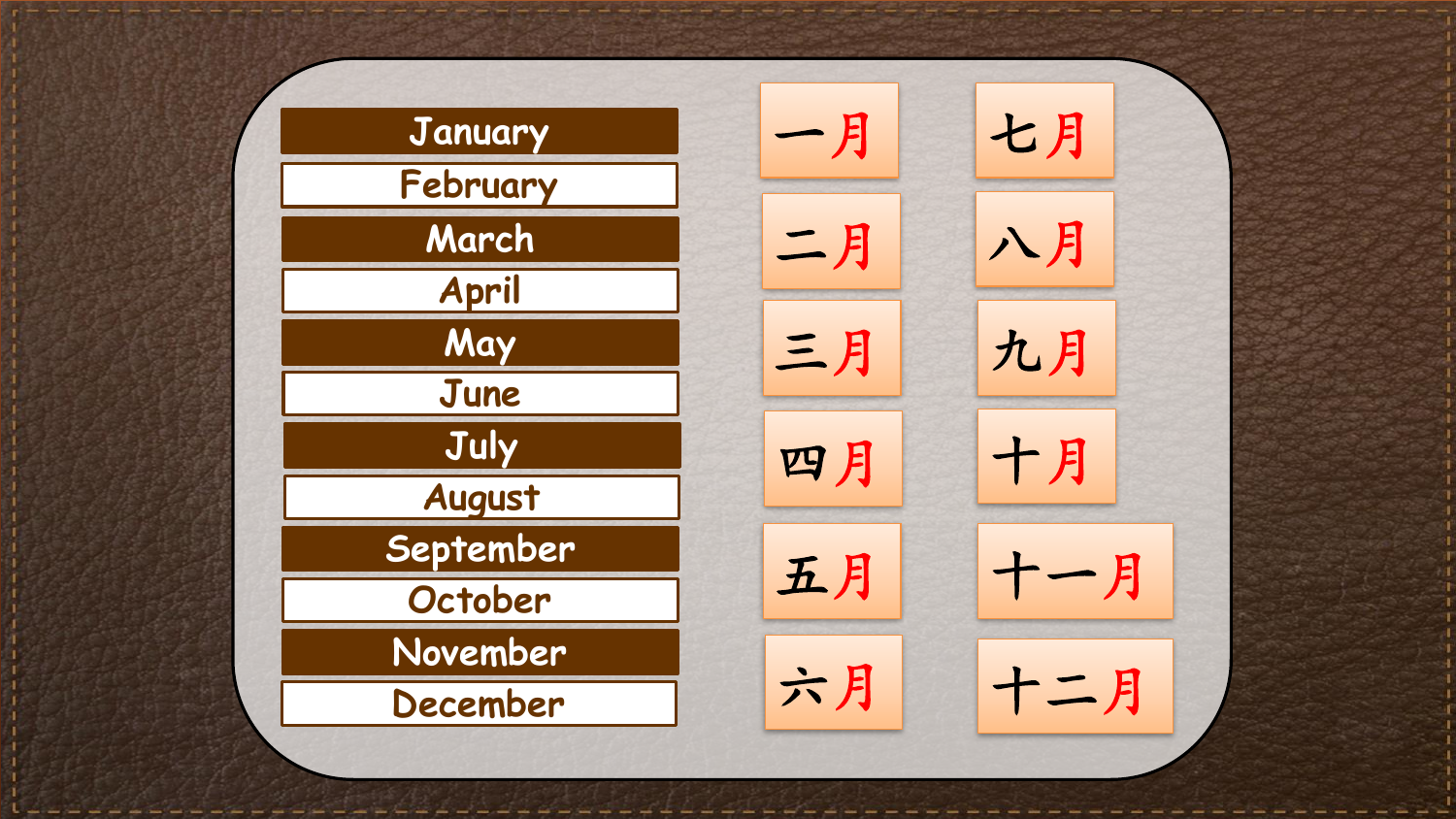| | | |
|---|---|---|
| January | 一月 | 七月 |
| February | 二月 | 八月 |
| March | 三月 | 九月 |
| April | 四月 | 十月 |
| May | 五月 | 十一月 |
| June | 六月 | 十二月 |
| July | | |
| August | | |
| September | | |
| October | | |
| November | | |
| December | | |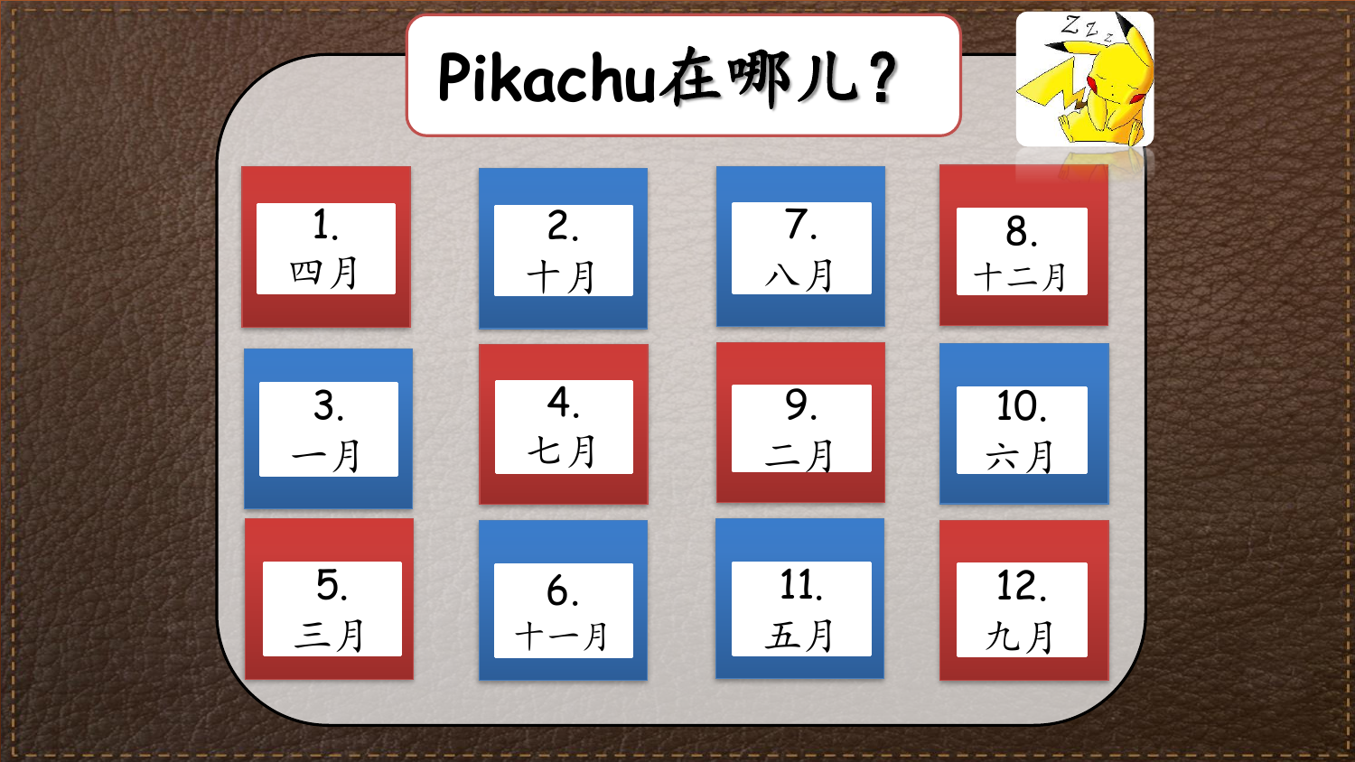# Pikachu在哪儿？

| | | | |
|---|---|---|---|
| 1. 四月 | 2. 十月 | 7. 八月 | 8. 十二月 |
| 3. 一月 | 4. 七月 | 9. 二月 | 10. 六月 |
| 5. 三月 | 6. 十一月 | 11. 五月 | 12. 九月 |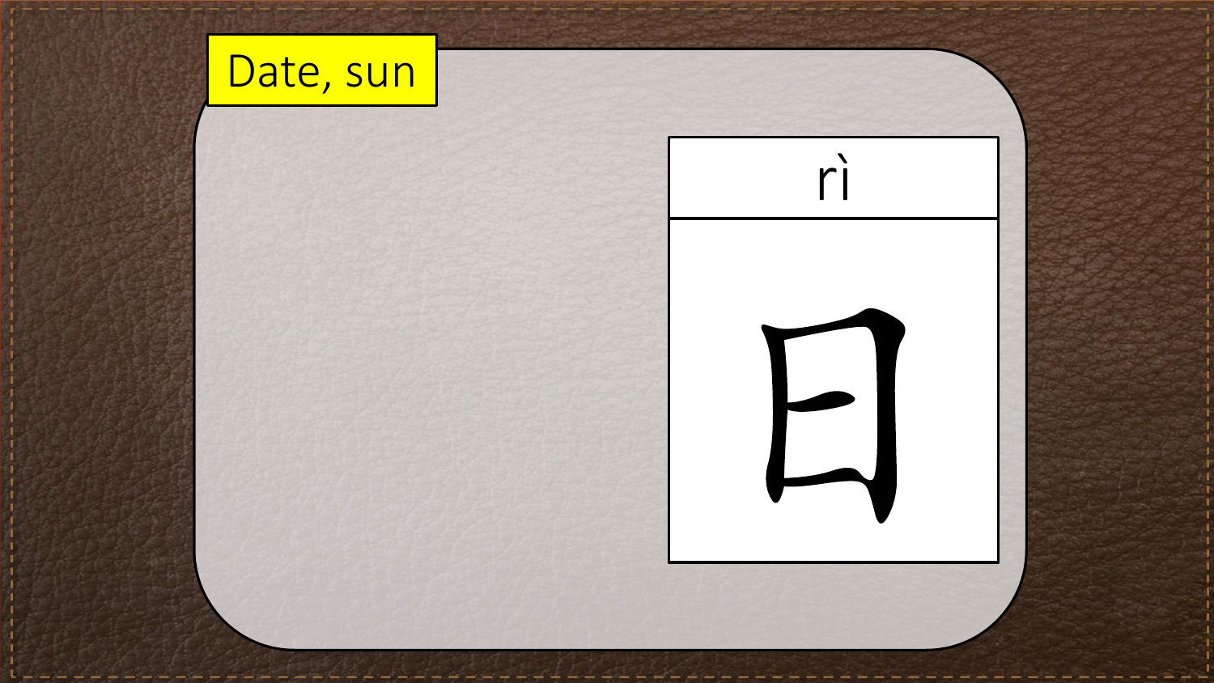Date, sun

rì

日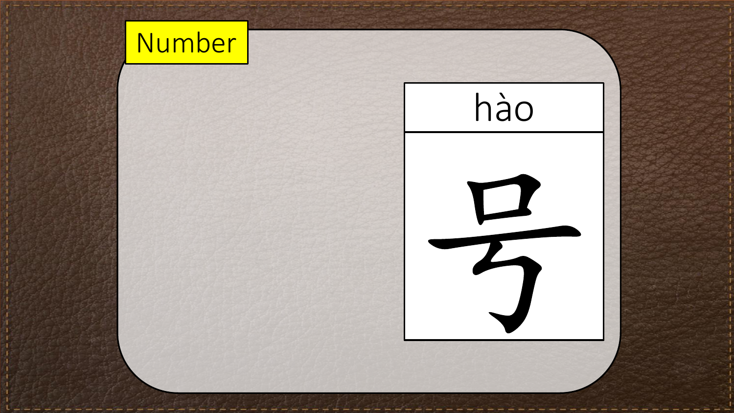Number

hào

号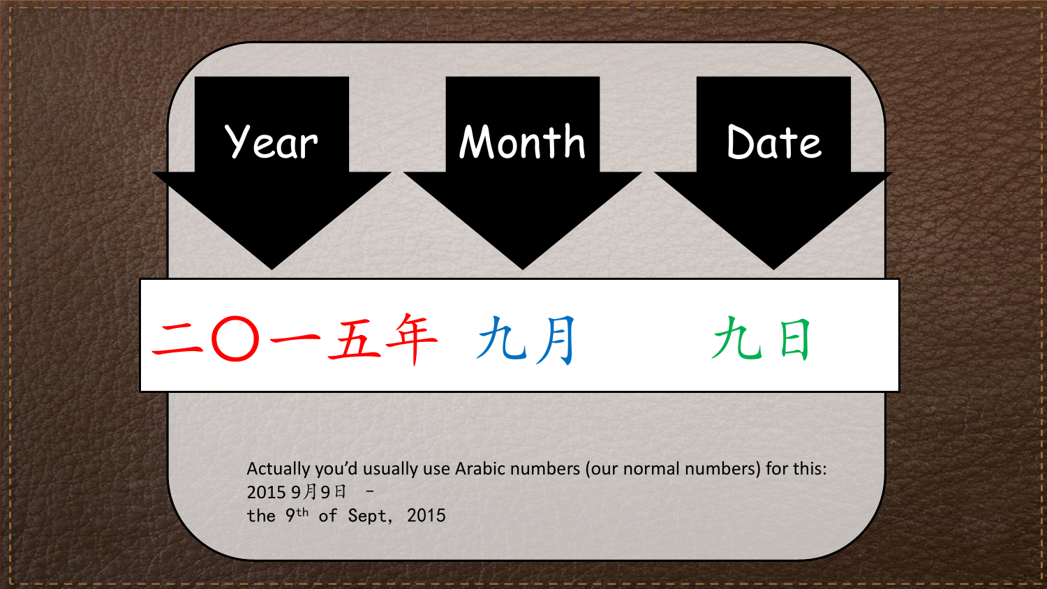Year

Month

Date

二〇一五年 九月 九日

Actually you'd usually use Arabic numbers (our normal numbers) for this:
2015 9月9日 –
the 9th of Sept, 2015